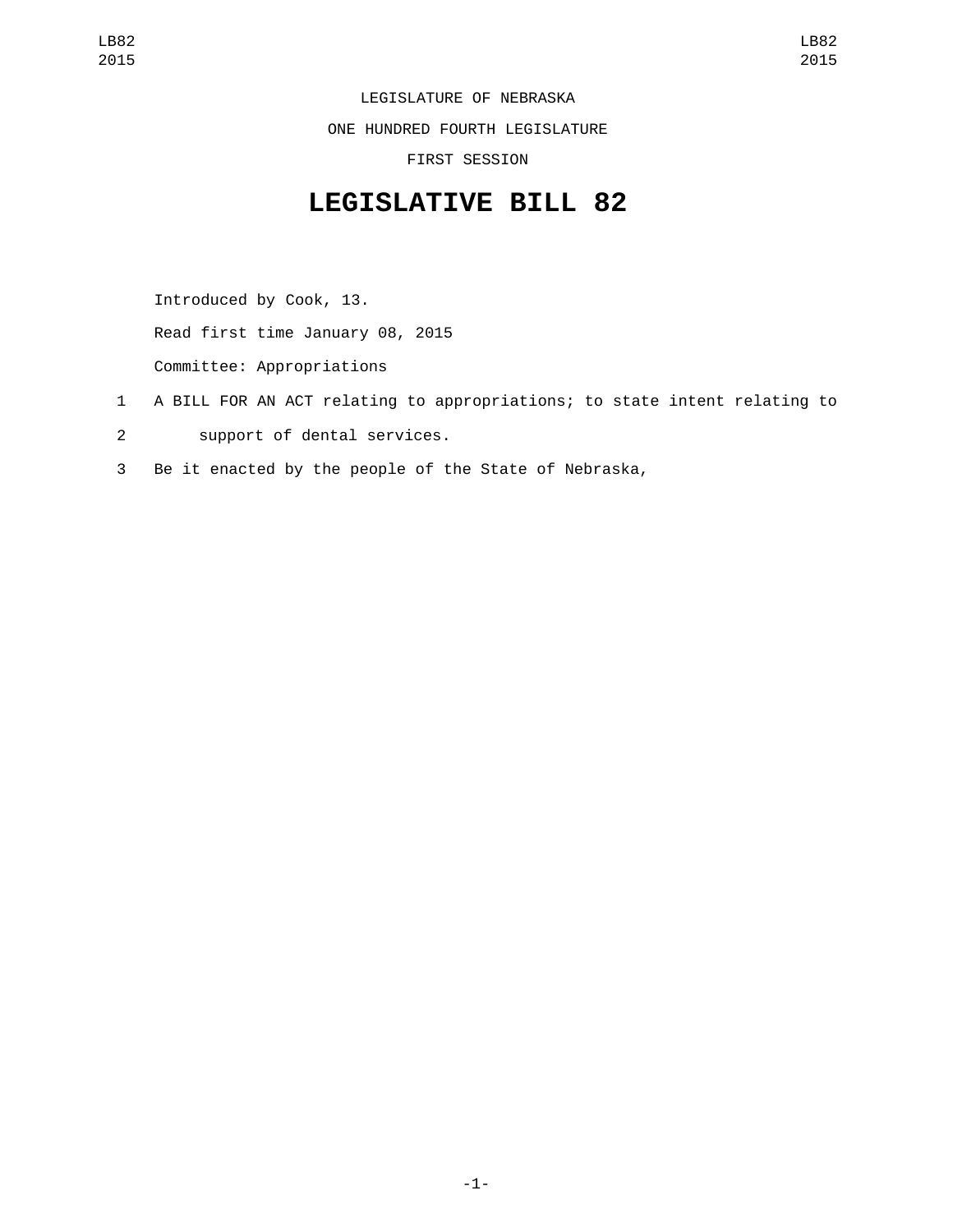LEGISLATURE OF NEBRASKA

ONE HUNDRED FOURTH LEGISLATURE

FIRST SESSION

# LEGISLATIVE BILL 82

Introduced by Cook, 13.

Read first time January 08, 2015

Committee: Appropriations

1 A BILL FOR AN ACT relating to appropriations; to state intent relating to
2 support of dental services.
3 Be it enacted by the people of the State of Nebraska,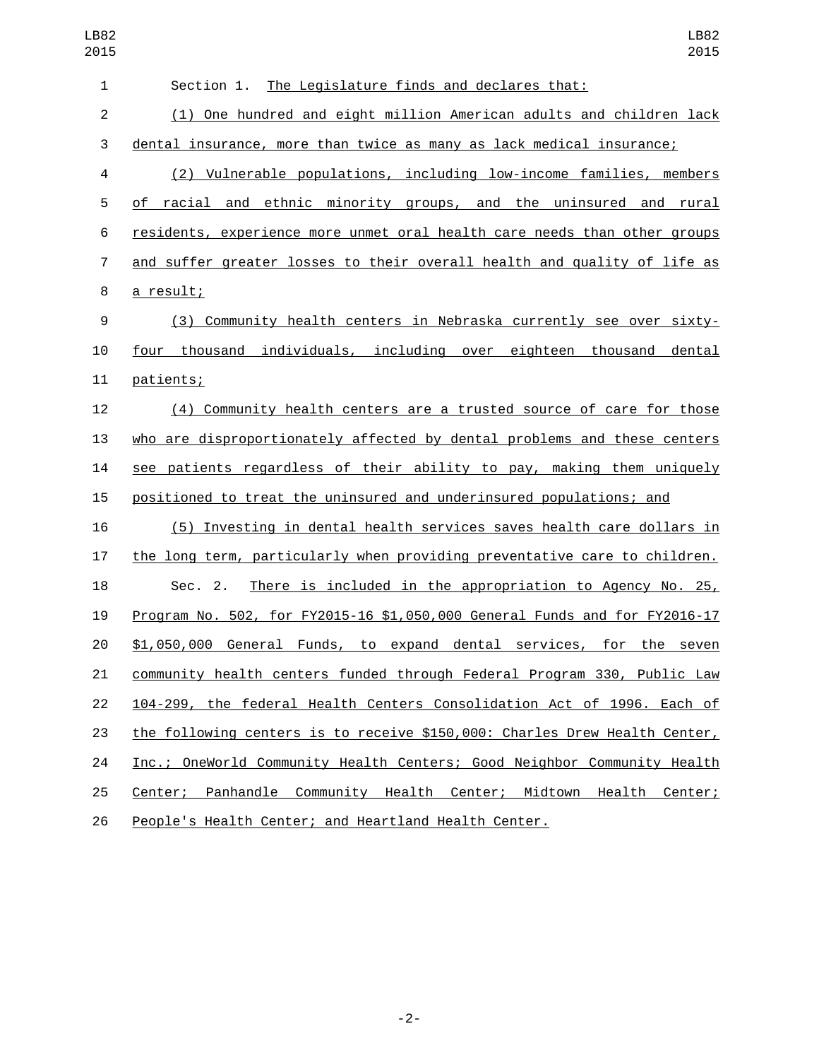Section 1. The Legislature finds and declares that:

(1) One hundred and eight million American adults and children lack dental insurance, more than twice as many as lack medical insurance;

(2) Vulnerable populations, including low-income families, members of racial and ethnic minority groups, and the uninsured and rural residents, experience more unmet oral health care needs than other groups and suffer greater losses to their overall health and quality of life as a result;

(3) Community health centers in Nebraska currently see over sixty-four thousand individuals, including over eighteen thousand dental patients;

(4) Community health centers are a trusted source of care for those who are disproportionately affected by dental problems and these centers see patients regardless of their ability to pay, making them uniquely positioned to treat the uninsured and underinsured populations; and

(5) Investing in dental health services saves health care dollars in the long term, particularly when providing preventative care to children.

Sec. 2. There is included in the appropriation to Agency No. 25, Program No. 502, for FY2015-16 $1,050,000 General Funds and for FY2016-17 $1,050,000 General Funds, to expand dental services, for the seven community health centers funded through Federal Program 330, Public Law 104-299, the federal Health Centers Consolidation Act of 1996. Each of the following centers is to receive $150,000: Charles Drew Health Center, Inc.; OneWorld Community Health Centers; Good Neighbor Community Health Center; Panhandle Community Health Center; Midtown Health Center; People's Health Center; and Heartland Health Center.